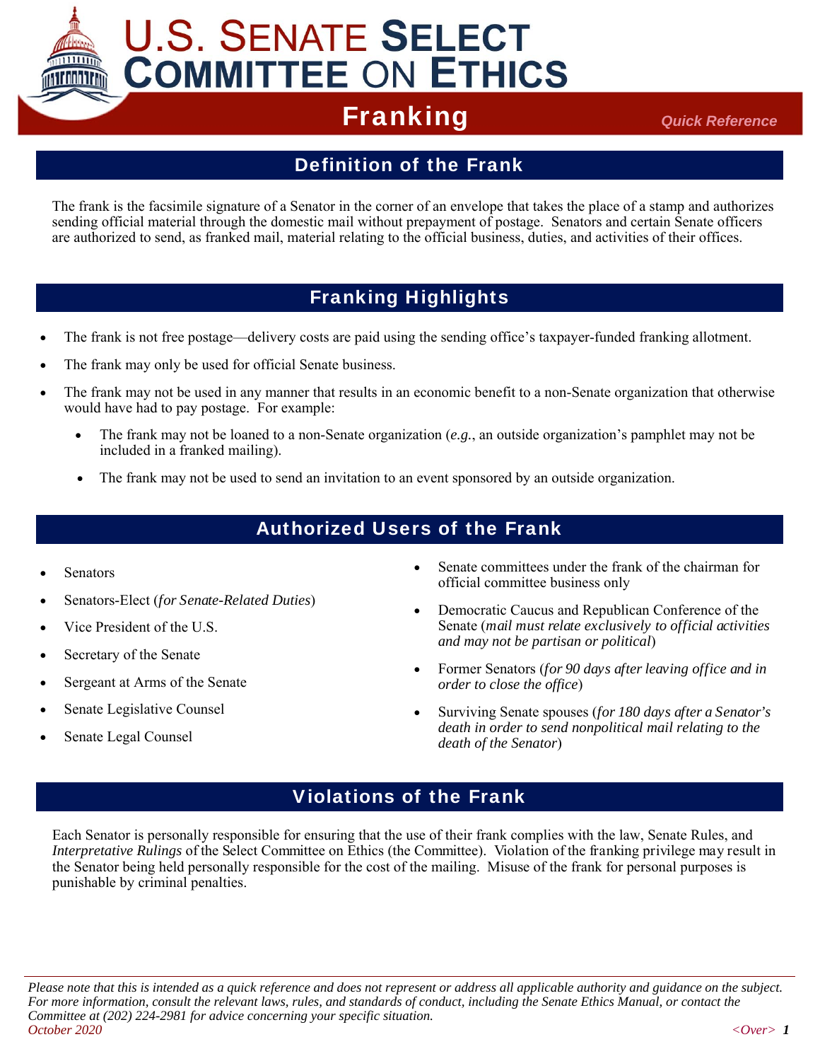# U.S. Senate Select Committee on Ethics

## Franking

*Quick Reference*

## Definition of the Frank

The frank is the facsimile signature of a Senator in the corner of an envelope that takes the place of a stamp and authorizes sending official material through the domestic mail without prepayment of postage. Senators and certain Senate officers are authorized to send, as franked mail, material relating to the official business, duties, and activities of their offices.

## Franking Highlights

- The frank is not free postage—delivery costs are paid using the sending office's taxpayer-funded franking allotment.
- The frank may only be used for official Senate business.
- The frank may not be used in any manner that results in an economic benefit to a non-Senate organization that otherwise would have had to pay postage. For example:
  - The frank may not be loaned to a non-Senate organization (*e.g.*, an outside organization's pamphlet may not be included in a franked mailing).
  - The frank may not be used to send an invitation to an event sponsored by an outside organization.

## Authorized Users of the Frank

- Senators
- Senators-Elect (*for Senate-Related Duties*)
- Vice President of the U.S.
- Secretary of the Senate
- Sergeant at Arms of the Senate
- Senate Legislative Counsel
- Senate Legal Counsel
- Senate committees under the frank of the chairman for official committee business only
- Democratic Caucus and Republican Conference of the Senate (*mail must relate exclusively to official activities and may not be partisan or political*)
- Former Senators (*for 90 days after leaving office and in order to close the office*)
- Surviving Senate spouses (*for 180 days after a Senator's death in order to send nonpolitical mail relating to the death of the Senator*)

## Violations of the Frank

Each Senator is personally responsible for ensuring that the use of their frank complies with the law, Senate Rules, and *Interpretative Rulings* of the Select Committee on Ethics (the Committee). Violation of the franking privilege may result in the Senator being held personally responsible for the cost of the mailing. Misuse of the frank for personal purposes is punishable by criminal penalties.

---

*Please note that this is intended as a quick reference and does not represent or address all applicable authority and guidance on the subject. For more information, consult the relevant laws, rules, and standards of conduct, including the Senate Ethics Manual, or contact the Committee at (202) 224-2981 for advice concerning your specific situation.*

*October 2020*

*<Over>*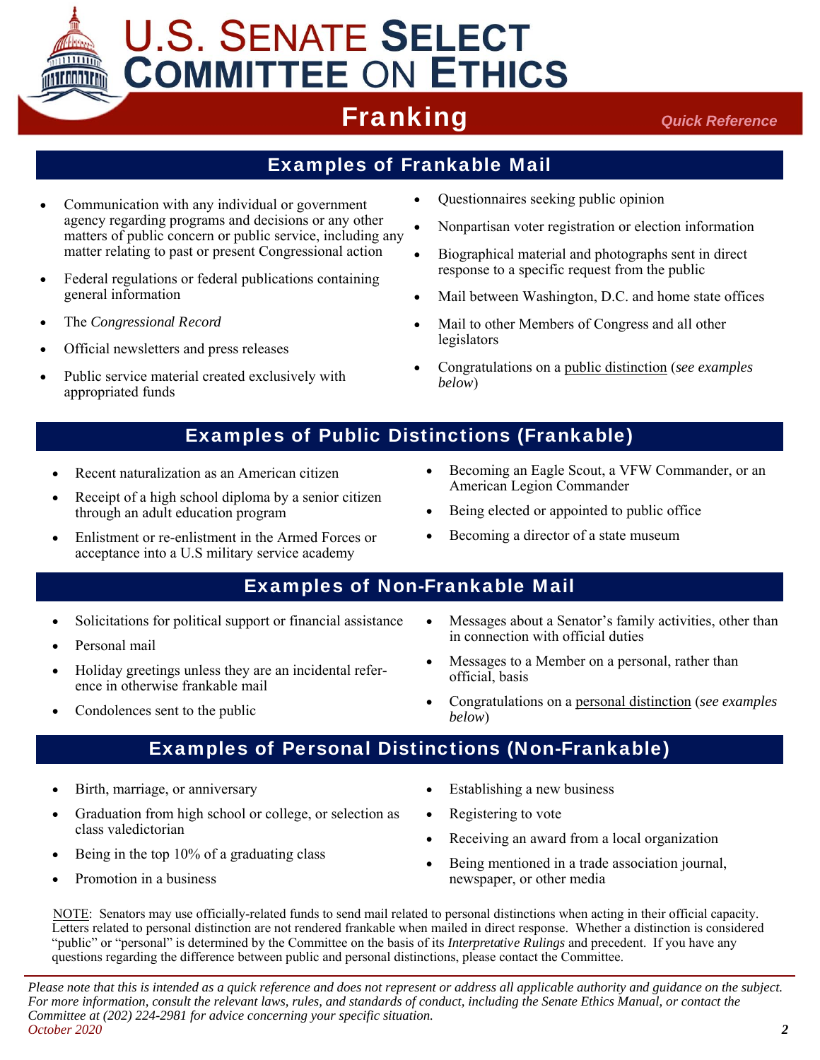# U.S. Senate Select Committee on Ethics

## Franking

*Quick Reference*

### Examples of Frankable Mail

- Communication with any individual or government agency regarding programs and decisions or any other matters of public concern or public service, including any matter relating to past or present Congressional action
- Federal regulations or federal publications containing general information
- The *Congressional Record*
- Official newsletters and press releases
- Public service material created exclusively with appropriated funds
- Questionnaires seeking public opinion
- Nonpartisan voter registration or election information
- Biographical material and photographs sent in direct response to a specific request from the public
- Mail between Washington, D.C. and home state offices
- Mail to other Members of Congress and all other legislators
- Congratulations on a <u>public distinction</u> (*see examples below*)

### Examples of Public Distinctions (Frankable)

- Recent naturalization as an American citizen
- Receipt of a high school diploma by a senior citizen through an adult education program
- Enlistment or re-enlistment in the Armed Forces or acceptance into a U.S military service academy
- Becoming an Eagle Scout, a VFW Commander, or an American Legion Commander
- Being elected or appointed to public office
- Becoming a director of a state museum

### Examples of Non-Frankable Mail

- Solicitations for political support or financial assistance
- Personal mail
- Holiday greetings unless they are an incidental reference in otherwise frankable mail
- Condolences sent to the public
- Messages about a Senator's family activities, other than in connection with official duties
- Messages to a Member on a personal, rather than official, basis
- Congratulations on a <u>personal distinction</u> (*see examples below*)

### Examples of Personal Distinctions (Non-Frankable)

- Birth, marriage, or anniversary
- Graduation from high school or college, or selection as class valedictorian
- Being in the top 10% of a graduating class
- Promotion in a business
- Establishing a new business
- Registering to vote
- Receiving an award from a local organization
- Being mentioned in a trade association journal, newspaper, or other media

<u>NOTE</u>: Senators may use officially-related funds to send mail related to personal distinctions when acting in their official capacity. Letters related to personal distinction are not rendered frankable when mailed in direct response. Whether a distinction is considered "public" or "personal" is determined by the Committee on the basis of its *Interpretative Rulings* and precedent. If you have any questions regarding the difference between public and personal distinctions, please contact the Committee.

*Please note that this is intended as a quick reference and does not represent or address all applicable authority and guidance on the subject. For more information, consult the relevant laws, rules, and standards of conduct, including the Senate Ethics Manual, or contact the Committee at (202) 224-2981 for advice concerning your specific situation.*

*October 2020*